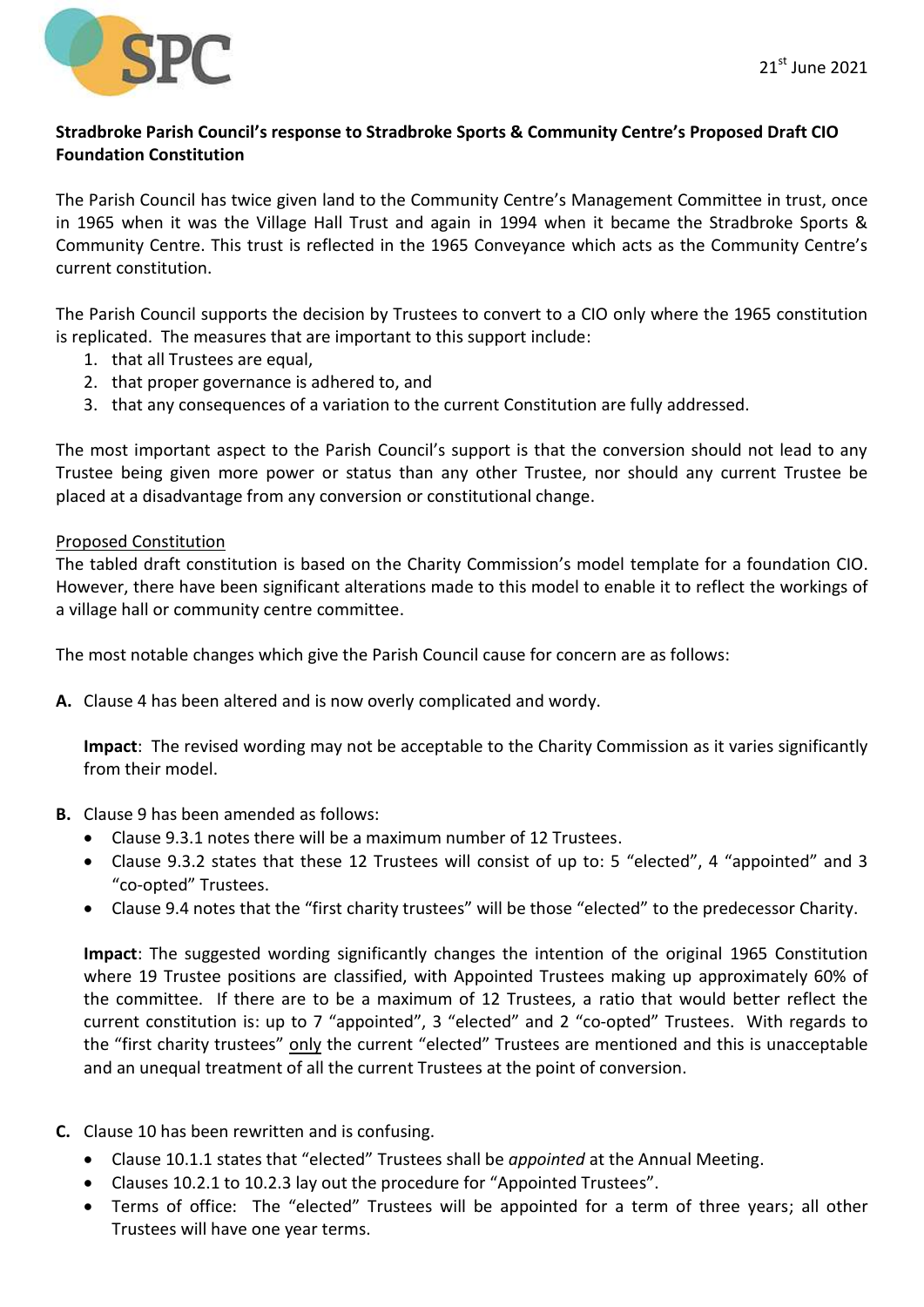SPC

21st June 2021

**Stradbroke Parish Council's response to Stradbroke Sports & Community Centre's Proposed Draft CIO Foundation Constitution**

The Parish Council has twice given land to the Community Centre's Management Committee in trust, once in 1965 when it was the Village Hall Trust and again in 1994 when it became the Stradbroke Sports & Community Centre. This trust is reflected in the 1965 Conveyance which acts as the Community Centre's current constitution.

The Parish Council supports the decision by Trustees to convert to a CIO only where the 1965 constitution is replicated. The measures that are important to this support include:

1. that all Trustees are equal,
2. that proper governance is adhered to, and
3. that any consequences of a variation to the current Constitution are fully addressed.

The most important aspect to the Parish Council's support is that the conversion should not lead to any Trustee being given more power or status than any other Trustee, nor should any current Trustee be placed at a disadvantage from any conversion or constitutional change.

<u>Proposed Constitution</u>

The tabled draft constitution is based on the Charity Commission's model template for a foundation CIO. However, there have been significant alterations made to this model to enable it to reflect the workings of a village hall or community centre committee.

The most notable changes which give the Parish Council cause for concern are as follows:

**A.** Clause 4 has been altered and is now overly complicated and wordy.

**Impact**: The revised wording may not be acceptable to the Charity Commission as it varies significantly from their model.

**B.** Clause 9 has been amended as follows:

- Clause 9.3.1 notes there will be a maximum number of 12 Trustees.
- Clause 9.3.2 states that these 12 Trustees will consist of up to: 5 "elected", 4 "appointed" and 3 "co-opted" Trustees.
- Clause 9.4 notes that the "first charity trustees" will be those "elected" to the predecessor Charity.

**Impact**: The suggested wording significantly changes the intention of the original 1965 Constitution where 19 Trustee positions are classified, with Appointed Trustees making up approximately 60% of the committee. If there are to be a maximum of 12 Trustees, a ratio that would better reflect the current constitution is: up to 7 "appointed", 3 "elected" and 2 "co-opted" Trustees. With regards to the "first charity trustees" <u>only</u> the current "elected" Trustees are mentioned and this is unacceptable and an unequal treatment of all the current Trustees at the point of conversion.

**C.** Clause 10 has been rewritten and is confusing.

- Clause 10.1.1 states that "elected" Trustees shall be *appointed* at the Annual Meeting.
- Clauses 10.2.1 to 10.2.3 lay out the procedure for "Appointed Trustees".
- Terms of office: The "elected" Trustees will be appointed for a term of three years; all other Trustees will have one year terms.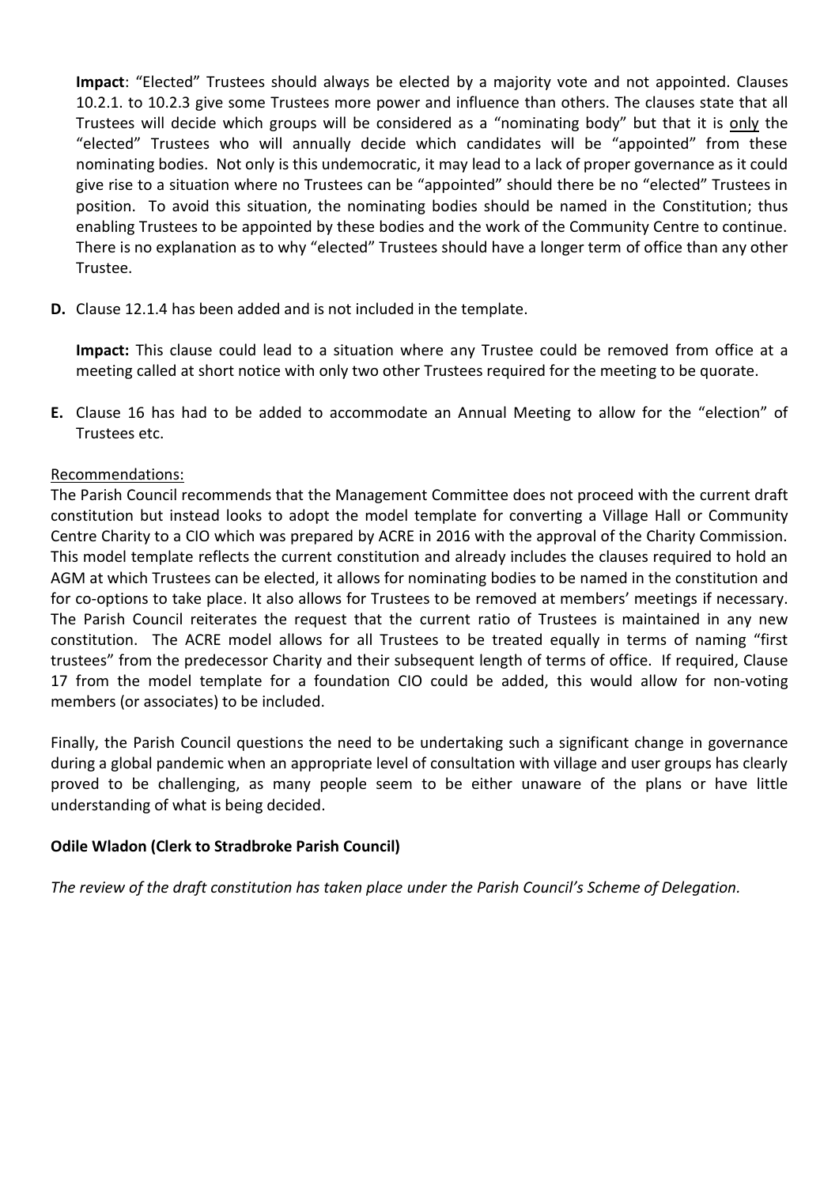**Impact**: "Elected" Trustees should always be elected by a majority vote and not appointed. Clauses 10.2.1. to 10.2.3 give some Trustees more power and influence than others. The clauses state that all Trustees will decide which groups will be considered as a "nominating body" but that it is <u>only</u> the "elected" Trustees who will annually decide which candidates will be "appointed" from these nominating bodies. Not only is this undemocratic, it may lead to a lack of proper governance as it could give rise to a situation where no Trustees can be "appointed" should there be no "elected" Trustees in position. To avoid this situation, the nominating bodies should be named in the Constitution; thus enabling Trustees to be appointed by these bodies and the work of the Community Centre to continue. There is no explanation as to why "elected" Trustees should have a longer term of office than any other Trustee.

**D.** Clause 12.1.4 has been added and is not included in the template.

**Impact:** This clause could lead to a situation where any Trustee could be removed from office at a meeting called at short notice with only two other Trustees required for the meeting to be quorate.

**E.** Clause 16 has had to be added to accommodate an Annual Meeting to allow for the "election" of Trustees etc.

<u>Recommendations:</u>

The Parish Council recommends that the Management Committee does not proceed with the current draft constitution but instead looks to adopt the model template for converting a Village Hall or Community Centre Charity to a CIO which was prepared by ACRE in 2016 with the approval of the Charity Commission. This model template reflects the current constitution and already includes the clauses required to hold an AGM at which Trustees can be elected, it allows for nominating bodies to be named in the constitution and for co-options to take place. It also allows for Trustees to be removed at members' meetings if necessary. The Parish Council reiterates the request that the current ratio of Trustees is maintained in any new constitution. The ACRE model allows for all Trustees to be treated equally in terms of naming "first trustees" from the predecessor Charity and their subsequent length of terms of office. If required, Clause 17 from the model template for a foundation CIO could be added, this would allow for non-voting members (or associates) to be included.

Finally, the Parish Council questions the need to be undertaking such a significant change in governance during a global pandemic when an appropriate level of consultation with village and user groups has clearly proved to be challenging, as many people seem to be either unaware of the plans or have little understanding of what is being decided.

**Odile Wladon (Clerk to Stradbroke Parish Council)**

*The review of the draft constitution has taken place under the Parish Council's Scheme of Delegation.*